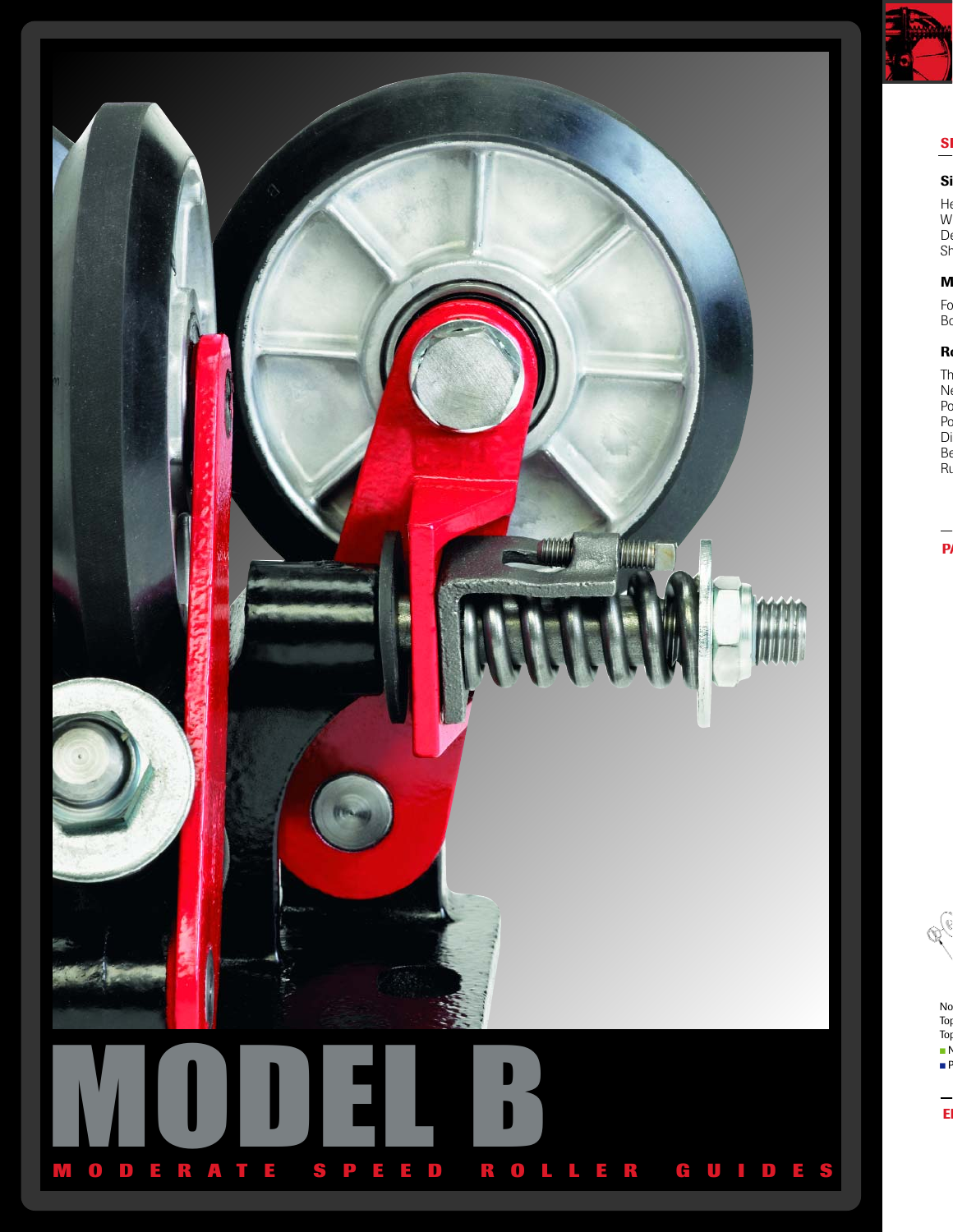# MODEL B

MODERATE SPEED ROLLER GUIDES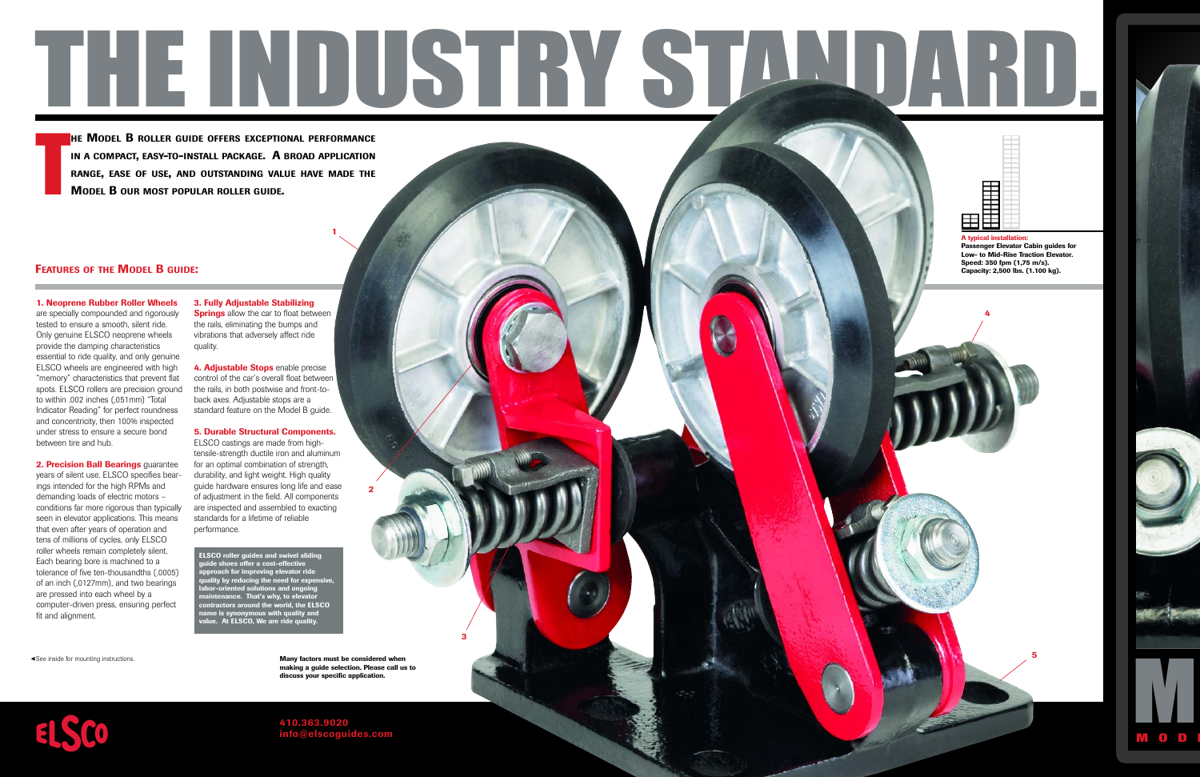# THE INDUSTRY STANDARD.

**The Model B roller guide offers exceptional performance in a compact, easy-to-install package. A broad application range, ease of use, and outstanding value have made the Model B our most popular roller guide.**

## Features of the Model B guide:

**1. Neoprene Rubber Roller Wheels** are specially compounded and rigorously tested to ensure a smooth, silent ride. Only genuine ELSCO neoprene wheels provide the damping characteristics essential to ride quality, and only genuine ELSCO wheels are engineered with high "memory" characteristics that prevent flat spots. ELSCO rollers are precision ground to within .002 inches (,051mm) "Total Indicator Reading" for perfect roundness and concentricity, then 100% inspected under stress to ensure a secure bond between tire and hub.

**2. Precision Ball Bearings** guarantee years of silent use. ELSCO specifies bearings intended for the high RPMs and demanding loads of electric motors – conditions far more rigorous than typically seen in elevator applications. This means that even after years of operation and tens of millions of cycles, only ELSCO roller wheels remain completely silent. Each bearing bore is machined to a tolerance of five ten-thousandths (.0005) of an inch (,0127mm), and two bearings are pressed into each wheel by a computer-driven press, ensuring perfect fit and alignment.

**3. Fully Adjustable Stabilizing Springs** allow the car to float between the rails, eliminating the bumps and vibrations that adversely affect ride quality.

**4. Adjustable Stops** enable precise control of the car's overall float between the rails, in both postwise and front-to-back axes. Adjustable stops are a standard feature on the Model B guide.

**5. Durable Structural Components.** ELSCO castings are made from high-tensile-strength ductile iron and aluminum for an optimal combination of strength, durability, and light weight. High quality guide hardware ensures long life and ease of adjustment in the field. All components are inspected and assembled to exacting standards for a lifetime of reliable performance.

**ELSCO roller guides and swivel sliding guide shoes offer a cost-effective approach for improving elevator ride quality by reducing the need for expensive, labor-oriented solutions and ongoing maintenance. That's why, to elevator contractors around the world, the ELSCO name is synonymous with quality and value. At ELSCO, We are ride quality.**

**A typical installation:**
**Passenger Elevator Cabin guides for Low- to Mid-Rise Traction Elevator.**
**Speed: 350 fpm (1,75 m/s).**
**Capacity: 2,500 lbs. (1.100 kg).**

◄See inside for mounting instructions.

**Many factors must be considered when making a guide selection. Please call us to discuss your specific application.**

ELSCO

410.363.9020
info@elscoguides.com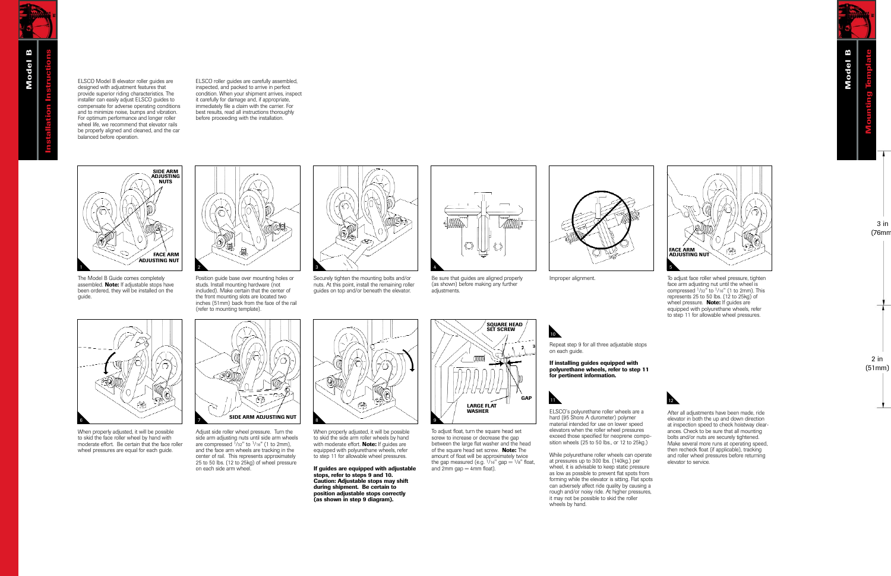# Model B Installation Instructions

ELSCO Model B elevator roller guides are designed with adjustment features that provide superior riding characteristics. The installer can easily adjust ELSCO guides to compensate for adverse operating conditions and to minimize noise, bumps and vibration. For optimum performance and longer roller wheel life, we recommend that elevator rails be properly aligned and cleaned, and the car balanced before operation.

ELSCO roller guides are carefully assembled, inspected, and packed to arrive in perfect condition. When your shipment arrives, inspect it carefully for damage and, if appropriate, immediately file a claim with the carrier. For best results, read all instructions thoroughly before proceeding with the installation.

SIDE ARM ADJUSTING NUTS

FACE ARM ADJUSTING NUT

1

The Model B Guide comes completely assembled. **Note:** If adjustable stops have been ordered, they will be installed on the guide.

2

Position guide base over mounting holes or studs. Install mounting hardware (not included). Make certain that the center of the front mounting slots are located two inches (51mm) back from the face of the rail (refer to mounting template).

3

Securely tighten the mounting bolts and/or nuts. At this point, install the remaining roller guides on top and/or beneath the elevator.

4

Be sure that guides are aligned properly (as shown) before making any further adjustments.

Improper alignment.

FACE ARM ADJUSTING NUT

5

To adjust face roller wheel pressure, tighten face arm adjusting nut until the wheel is compressed $^1/_{32}$" to $^1/_{16}$" (1 to 2mm). This represents 25 to 50 lbs. (12 to 25kg) of wheel pressure. **Note:** If guides are equipped with polyurethane wheels, refer to step 11 for allowable wheel pressures.

6

When properly adjusted, it will be possible to skid the face roller wheel by hand with moderate effort. Be certain that the face roller wheel pressures are equal for each guide.

SIDE ARM ADJUSTING NUT

7

Adjust side roller wheel pressure. Turn the side arm adjusting nuts until side arm wheels are compressed $^1/_{32}$" to $^1/_{16}$" (1 to 2mm), and the face arm wheels are tracking in the center of rail. This represents approximately 25 to 50 lbs. (12 to 25kg) of wheel pressure on each side arm wheel.

8

When properly adjusted, it will be possible to skid the side arm roller wheels by hand with moderate effort. **Note:** If guides are equipped with polyurethane wheels, refer to step 11 for allowable wheel pressures.

**If guides are equipped with adjustable stops, refer to steps 9 and 10. Caution: Adjustable stops may shift during shipment. Be certain to position adjustable stops correctly (as shown in step 9 diagram).**

SQUARE HEAD SET SCREW

GAP

LARGE FLAT WASHER

9

To adjust float, turn the square head set screw to increase or decrease the gap between the large flat washer and the head of the square head set screw. **Note:** The amount of float will be approximately twice the gap measured (e.g. $^1/_{16}$" gap = $^1/_8$" float, and 2mm gap = 4mm float).

10

Repeat step 9 for all three adjustable stops on each guide.

**If installing guides equipped with polyurethane wheels, refer to step 11 for pertinent information.**

11

ELSCO's polyurethane roller wheels are a hard (95 Shore A durometer) polymer material intended for use on lower speed elevators when the roller wheel pressures exceed those specified for neoprene composition wheels (25 to 50 lbs., or 12 to 25kg.)

While polyurethane roller wheels can operate at pressures up to 300 lbs. (140kg.) per wheel, it is advisable to keep static pressure as low as possible to prevent flat spots from forming while the elevator is sitting. Flat spots can adversely affect ride quality by causing a rough and/or noisy ride. At higher pressures, it may not be possible to skid the roller wheels by hand.

12

After all adjustments have been made, ride elevator in both the up and down direction at inspection speed to check hoistway clearances. Check to be sure that all mounting bolts and/or nuts are securely tightened. Make several more runs at operating speed, then recheck float (if applicable), tracking and roller wheel pressures before returning elevator to service.

# Model B Mounting Template

3 in (76mm)

2 in (51mm)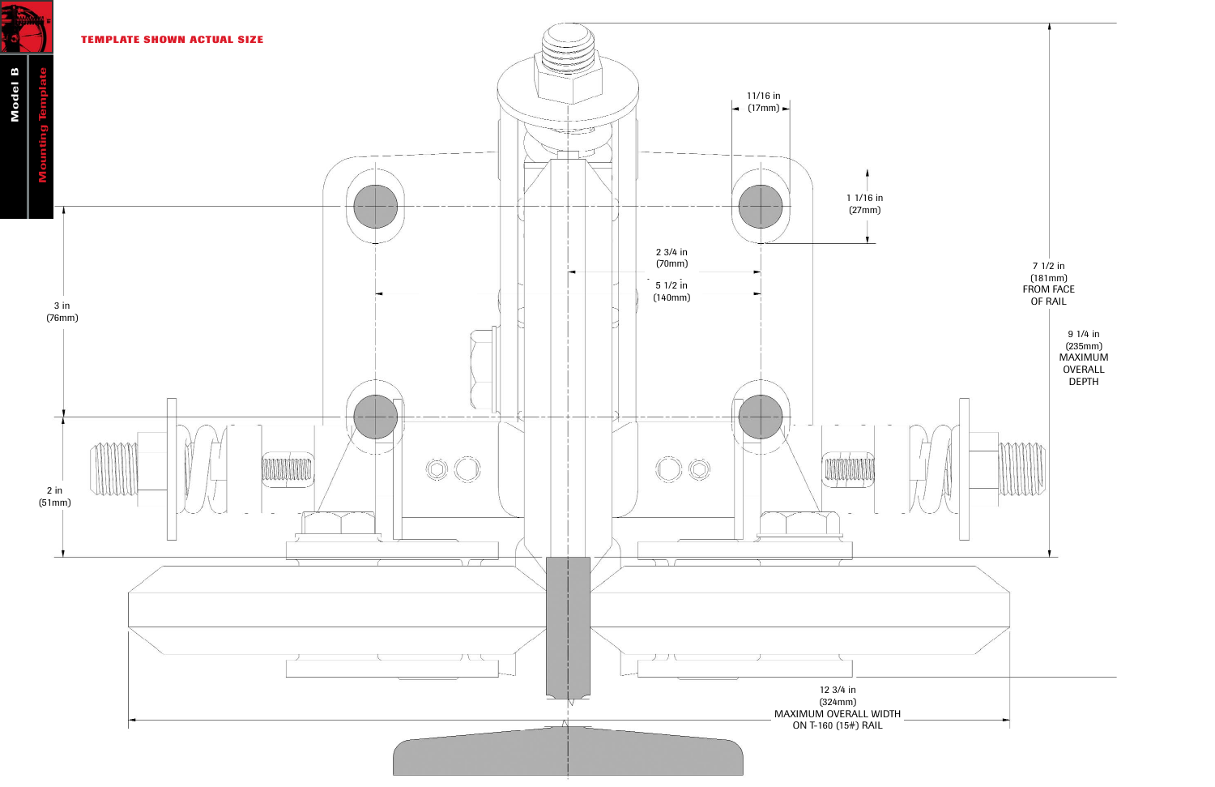**TEMPLATE SHOWN ACTUAL SIZE**

11/16 in
(17mm)

1 1/16 in
(27mm)

2 3/4 in
(70mm)

5 1/2 in
(140mm)

3 in
(76mm)

2 in
(51mm)

7 1/2 in
(181mm)
FROM FACE
OF RAIL

9 1/4 in
(235mm)
MAXIMUM
OVERALL
DEPTH

12 3/4 in
(324mm)
MAXIMUM OVERALL WIDTH
ON T-160 (15#) RAIL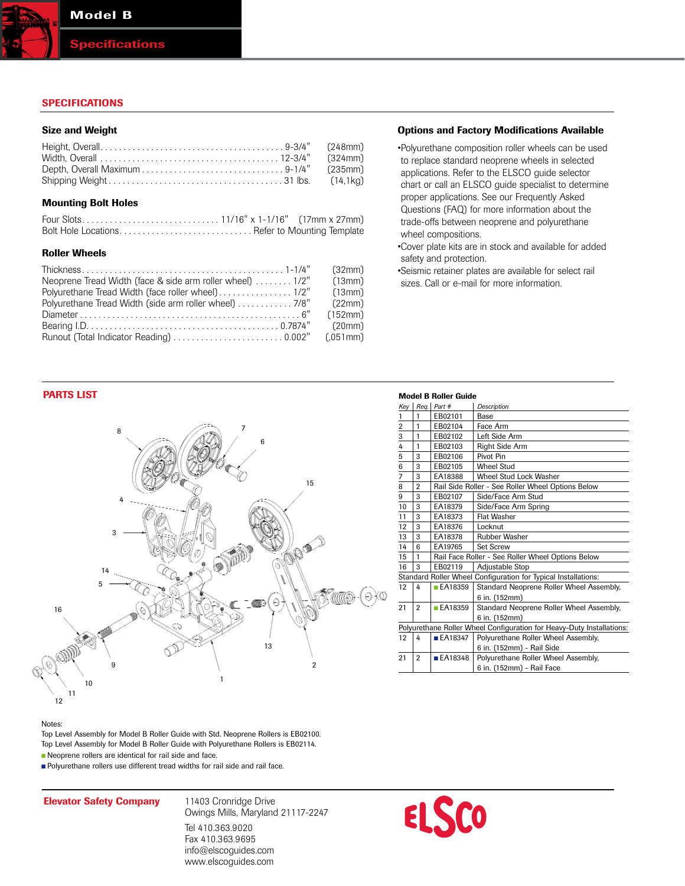## SPECIFICATIONS

### Size and Weight

| | | |
|---|---|---|
| Height, Overall | 9-3/4" | (248mm) |
| Width, Overall | 12-3/4" | (324mm) |
| Depth, Overall Maximum | 9-1/4" | (235mm) |
| Shipping Weight | 31 lbs. | (14,1kg) |

### Mounting Bolt Holes

| | | |
|---|---|---|
| Four Slots | 11/16" x 1-1/16" | (17mm x 27mm) |
| Bolt Hole Locations | Refer to Mounting Template | |

### Roller Wheels

| | | |
|---|---|---|
| Thickness | 1-1/4" | (32mm) |
| Neoprene Tread Width (face & side arm roller wheel) | 1/2" | (13mm) |
| Polyurethane Tread Width (face roller wheel) | 1/2" | (13mm) |
| Polyurethane Tread Width (side arm roller wheel) | 7/8" | (22mm) |
| Diameter | 6" | (152mm) |
| Bearing I.D. | 0.7874" | (20mm) |
| Runout (Total Indicator Reading) | 0.002" | (,051mm) |

### Options and Factory Modifications Available

- Polyurethane composition roller wheels can be used to replace standard neoprene wheels in selected applications. Refer to the ELSCO guide selector chart or call an ELSCO guide specialist to determine proper applications. See our Frequently Asked Questions (FAQ) for more information about the trade-offs between neoprene and polyurethane wheel compositions.
- Cover plate kits are in stock and available for added safety and protection.
- Seismic retainer plates are available for select rail sizes. Call or e-mail for more information.

## PARTS LIST

8
7
6
15
4
3
14
5
16
13
2
9
1
10
11
12

**Model B Roller Guide**

| Key | Req. | Part # | Description |
|---|---|---|---|
| 1 | 1 | EB02101 | Base |
| 2 | 1 | EB02104 | Face Arm |
| 3 | 1 | EB02102 | Left Side Arm |
| 4 | 1 | EB02103 | Right Side Arm |
| 5 | 3 | EB02106 | Pivot Pin |
| 6 | 3 | EB02105 | Wheel Stud |
| 7 | 3 | EA18388 | Wheel Stud Lock Washer |
| 8 | 2 | Rail Side Roller - See Roller Wheel Options Below | |
| 9 | 3 | EB02107 | Side/Face Arm Stud |
| 10 | 3 | EA18379 | Side/Face Arm Spring |
| 11 | 3 | EA18373 | Flat Washer |
| 12 | 3 | EA18376 | Locknut |
| 13 | 3 | EA18378 | Rubber Washer |
| 14 | 6 | EA19765 | Set Screw |
| 15 | 1 | Rail Face Roller - See Roller Wheel Options Below | |
| 16 | 3 | EB02119 | Adjustable Stop |
| Standard Roller Wheel Configuration for Typical Installations: | | | |
| 12 | 4 | ■ EA18359 | Standard Neoprene Roller Wheel Assembly, 6 in. (152mm) |
| 21 | 2 | ■ EA18359 | Standard Neoprene Roller Wheel Assembly, 6 in. (152mm) |
| Polyurethane Roller Wheel Configuration for Heavy-Duty Installations: | | | |
| 12 | 4 | ■ EA18347 | Polyurethane Roller Wheel Assembly, 6 in. (152mm) - Rail Side |
| 21 | 2 | ■ EA18348 | Polyurethane Roller Wheel Assembly, 6 in. (152mm) - Rail Face |

Notes:
Top Level Assembly for Model B Roller Guide with Std. Neoprene Rollers is EB02100.
Top Level Assembly for Model B Roller Guide with Polyurethane Rollers is EB02114.
■ Neoprene rollers are identical for rail side and face.
■ Polyurethane rollers use different tread widths for rail side and rail face.

**Elevator Safety Company**

11403 Cronridge Drive
Owings Mills, Maryland 21117-2247

Tel 410.363.9020
Fax 410.363.9695
info@elscoguides.com
www.elscoguides.com

ELSCO